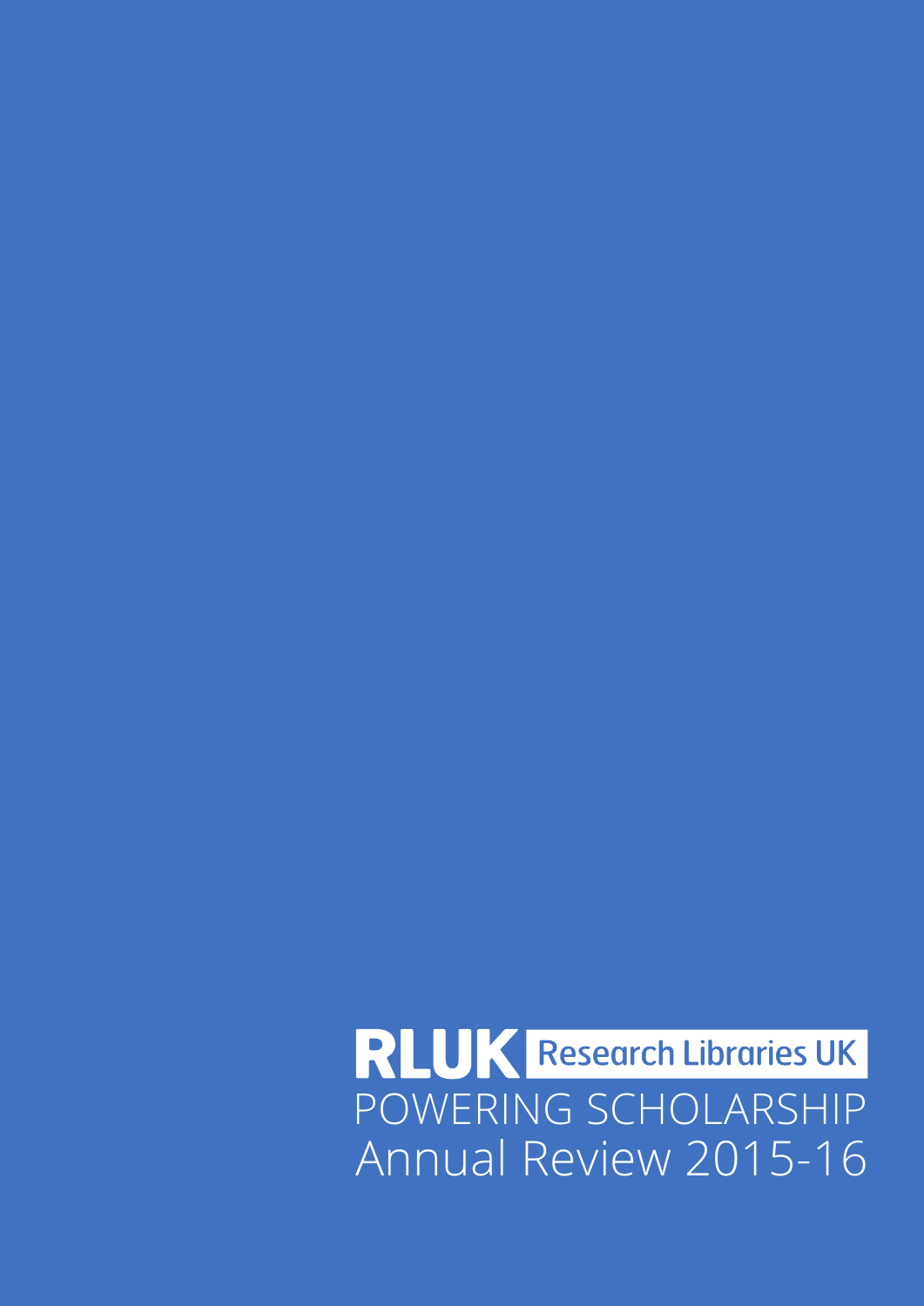**RLUK** Research Libraries UK

# POWERING SCHOLARSHIP

## Annual Review 2015-16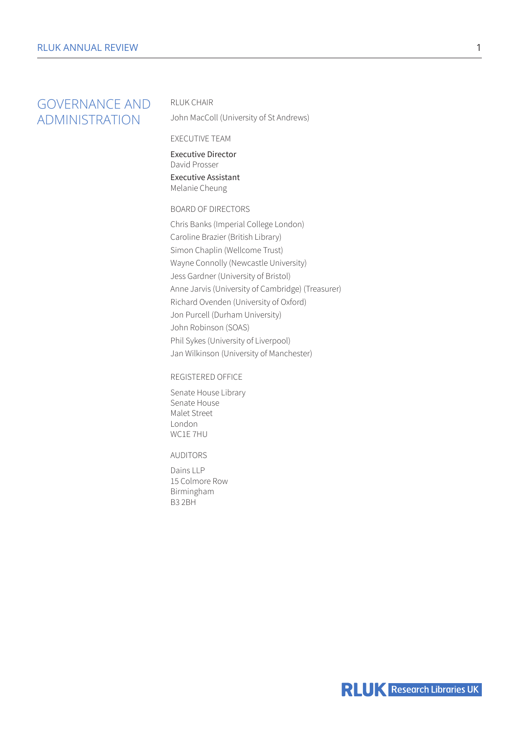# GOVERNANCE AND ADMINISTRATION

## RLUK CHAIR

John MacColl (University of St Andrews)

## EXECUTIVE TEAM

Executive Director
David Prosser

Executive Assistant
Melanie Cheung

## BOARD OF DIRECTORS

Chris Banks (Imperial College London)
Caroline Brazier (British Library)
Simon Chaplin (Wellcome Trust)
Wayne Connolly (Newcastle University)
Jess Gardner (University of Bristol)
Anne Jarvis (University of Cambridge) (Treasurer)
Richard Ovenden (University of Oxford)
Jon Purcell (Durham University)
John Robinson (SOAS)
Phil Sykes (University of Liverpool)
Jan Wilkinson (University of Manchester)

## REGISTERED OFFICE

Senate House Library
Senate House
Malet Street
London
WC1E 7HU

## AUDITORS

Dains LLP
15 Colmore Row
Birmingham
B3 2BH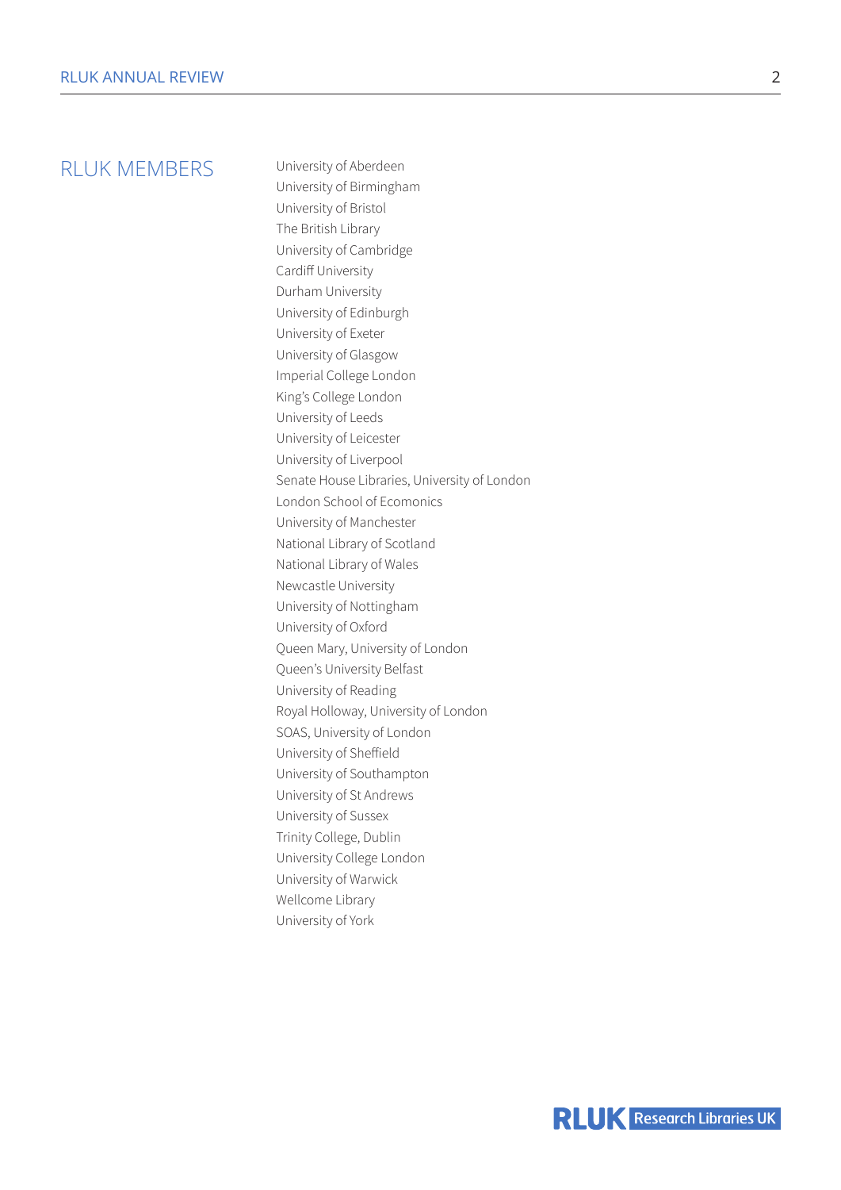## RLUK MEMBERS

University of Aberdeen
University of Birmingham
University of Bristol
The British Library
University of Cambridge
Cardiff University
Durham University
University of Edinburgh
University of Exeter
University of Glasgow
Imperial College London
King's College London
University of Leeds
University of Leicester
University of Liverpool
Senate House Libraries, University of London
London School of Ecomonics
University of Manchester
National Library of Scotland
National Library of Wales
Newcastle University
University of Nottingham
University of Oxford
Queen Mary, University of London
Queen's University Belfast
University of Reading
Royal Holloway, University of London
SOAS, University of London
University of Sheffield
University of Southampton
University of St Andrews
University of Sussex
Trinity College, Dublin
University College London
University of Warwick
Wellcome Library
University of York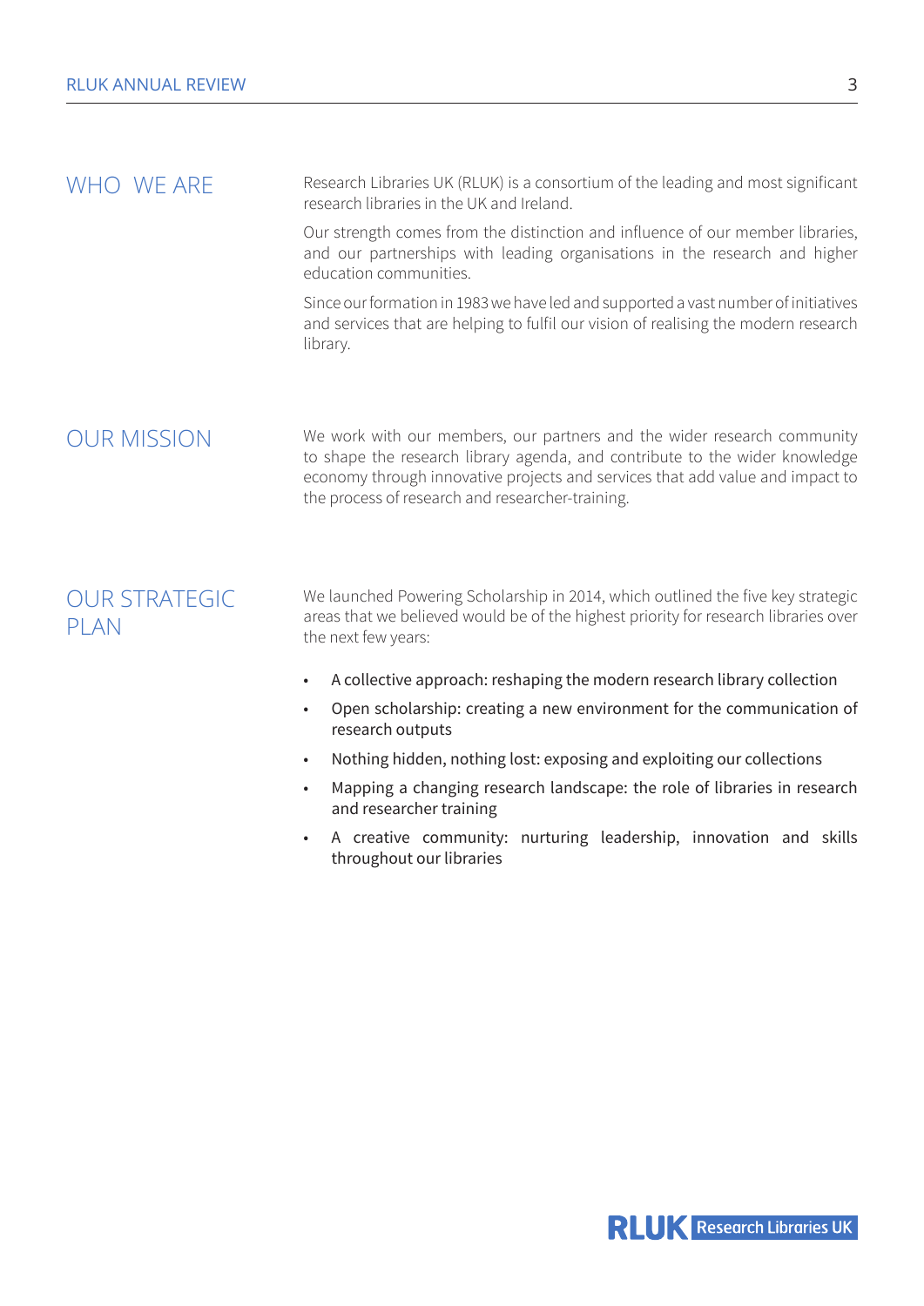## WHO WE ARE

Research Libraries UK (RLUK) is a consortium of the leading and most significant research libraries in the UK and Ireland.

Our strength comes from the distinction and influence of our member libraries, and our partnerships with leading organisations in the research and higher education communities.

Since our formation in 1983 we have led and supported a vast number of initiatives and services that are helping to fulfil our vision of realising the modern research library.

## OUR MISSION

We work with our members, our partners and the wider research community to shape the research library agenda, and contribute to the wider knowledge economy through innovative projects and services that add value and impact to the process of research and researcher-training.

## OUR STRATEGIC PLAN

We launched Powering Scholarship in 2014, which outlined the five key strategic areas that we believed would be of the highest priority for research libraries over the next few years:

- A collective approach: reshaping the modern research library collection
- Open scholarship: creating a new environment for the communication of research outputs
- Nothing hidden, nothing lost: exposing and exploiting our collections
- Mapping a changing research landscape: the role of libraries in research and researcher training
- A creative community: nurturing leadership, innovation and skills throughout our libraries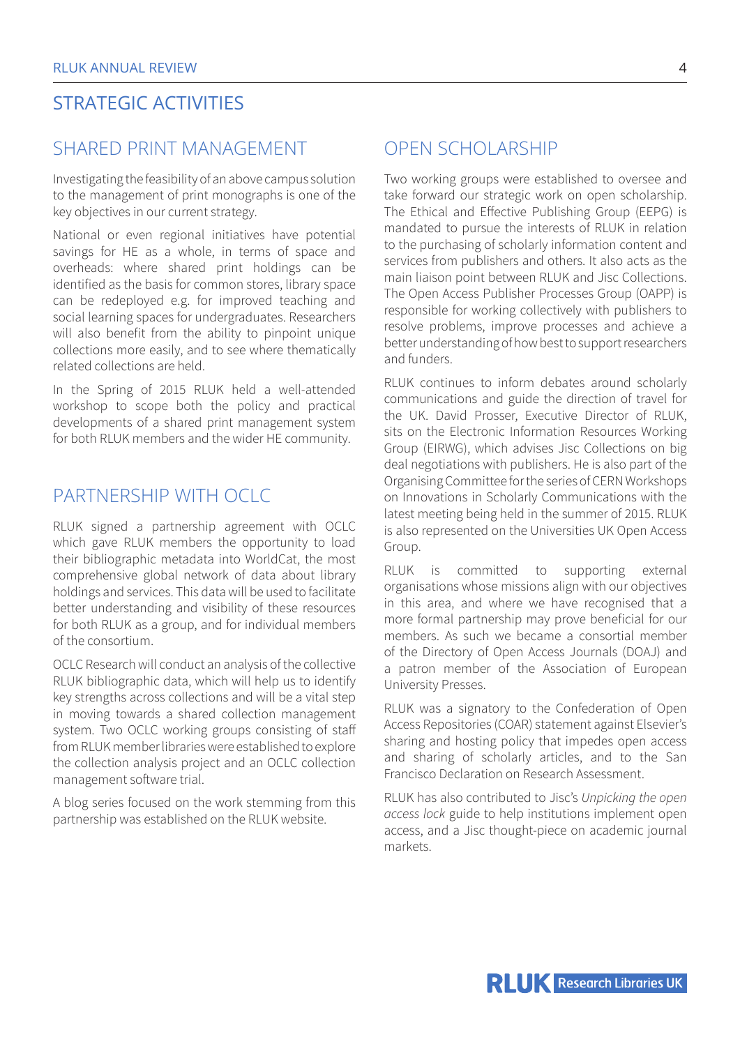## STRATEGIC ACTIVITIES

### SHARED PRINT MANAGEMENT

Investigating the feasibility of an above campus solution to the management of print monographs is one of the key objectives in our current strategy.

National or even regional initiatives have potential savings for HE as a whole, in terms of space and overheads: where shared print holdings can be identified as the basis for common stores, library space can be redeployed e.g. for improved teaching and social learning spaces for undergraduates. Researchers will also benefit from the ability to pinpoint unique collections more easily, and to see where thematically related collections are held.

In the Spring of 2015 RLUK held a well-attended workshop to scope both the policy and practical developments of a shared print management system for both RLUK members and the wider HE community.

### PARTNERSHIP WITH OCLC

RLUK signed a partnership agreement with OCLC which gave RLUK members the opportunity to load their bibliographic metadata into WorldCat, the most comprehensive global network of data about library holdings and services. This data will be used to facilitate better understanding and visibility of these resources for both RLUK as a group, and for individual members of the consortium.

OCLC Research will conduct an analysis of the collective RLUK bibliographic data, which will help us to identify key strengths across collections and will be a vital step in moving towards a shared collection management system. Two OCLC working groups consisting of staff from RLUK member libraries were established to explore the collection analysis project and an OCLC collection management software trial.

A blog series focused on the work stemming from this partnership was established on the RLUK website.

### OPEN SCHOLARSHIP

Two working groups were established to oversee and take forward our strategic work on open scholarship. The Ethical and Effective Publishing Group (EEPG) is mandated to pursue the interests of RLUK in relation to the purchasing of scholarly information content and services from publishers and others. It also acts as the main liaison point between RLUK and Jisc Collections. The Open Access Publisher Processes Group (OAPP) is responsible for working collectively with publishers to resolve problems, improve processes and achieve a better understanding of how best to support researchers and funders.

RLUK continues to inform debates around scholarly communications and guide the direction of travel for the UK. David Prosser, Executive Director of RLUK, sits on the Electronic Information Resources Working Group (EIRWG), which advises Jisc Collections on big deal negotiations with publishers. He is also part of the Organising Committee for the series of CERN Workshops on Innovations in Scholarly Communications with the latest meeting being held in the summer of 2015. RLUK is also represented on the Universities UK Open Access Group.

RLUK is committed to supporting external organisations whose missions align with our objectives in this area, and where we have recognised that a more formal partnership may prove beneficial for our members. As such we became a consortial member of the Directory of Open Access Journals (DOAJ) and a patron member of the Association of European University Presses.

RLUK was a signatory to the Confederation of Open Access Repositories (COAR) statement against Elsevier's sharing and hosting policy that impedes open access and sharing of scholarly articles, and to the San Francisco Declaration on Research Assessment.

RLUK has also contributed to Jisc's *Unpicking the open access lock* guide to help institutions implement open access, and a Jisc thought-piece on academic journal markets.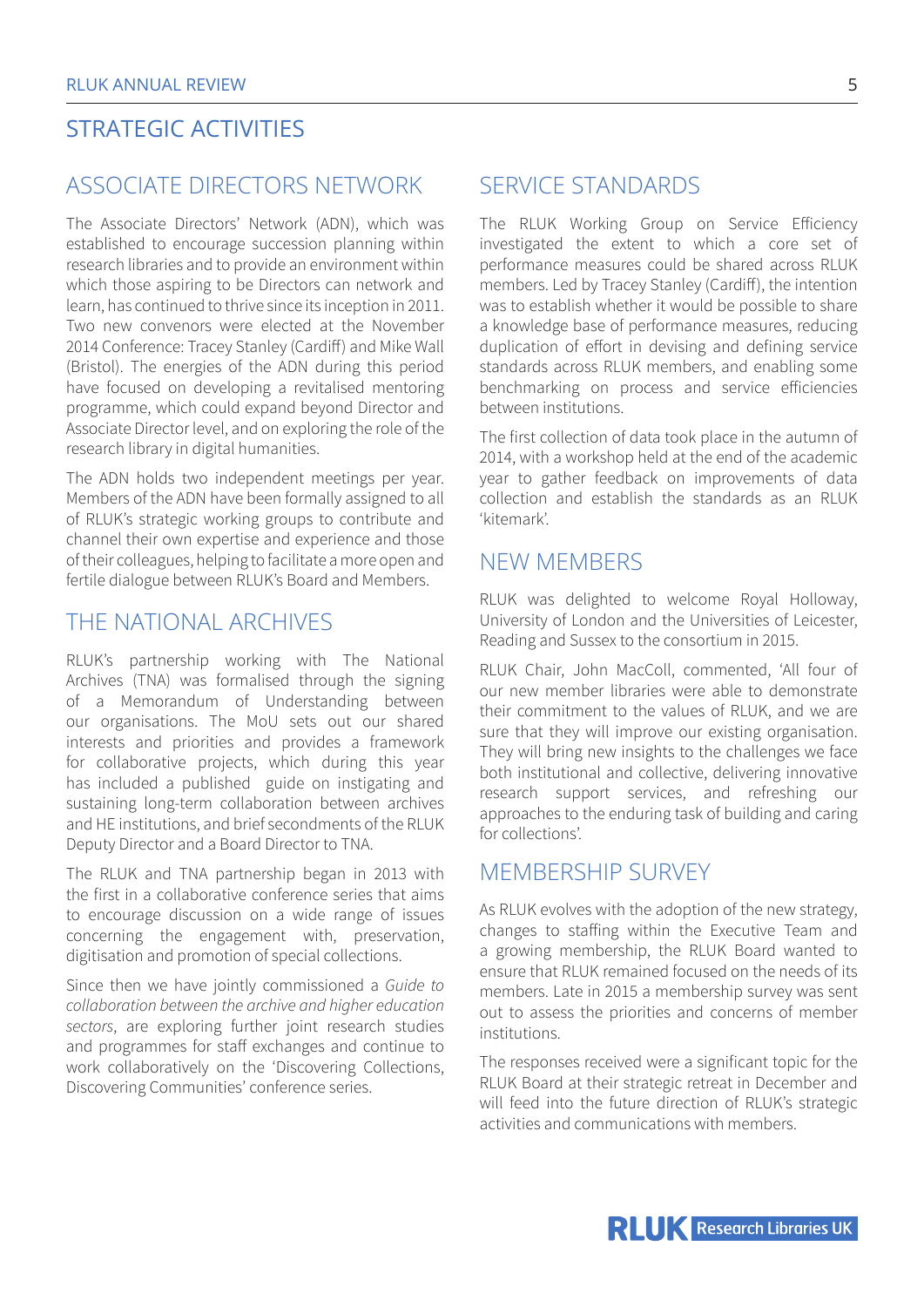# STRATEGIC ACTIVITIES

## ASSOCIATE DIRECTORS NETWORK

The Associate Directors' Network (ADN), which was established to encourage succession planning within research libraries and to provide an environment within which those aspiring to be Directors can network and learn, has continued to thrive since its inception in 2011. Two new convenors were elected at the November 2014 Conference: Tracey Stanley (Cardiff) and Mike Wall (Bristol). The energies of the ADN during this period have focused on developing a revitalised mentoring programme, which could expand beyond Director and Associate Director level, and on exploring the role of the research library in digital humanities.

The ADN holds two independent meetings per year. Members of the ADN have been formally assigned to all of RLUK's strategic working groups to contribute and channel their own expertise and experience and those of their colleagues, helping to facilitate a more open and fertile dialogue between RLUK's Board and Members.

## THE NATIONAL ARCHIVES

RLUK's partnership working with The National Archives (TNA) was formalised through the signing of a Memorandum of Understanding between our organisations. The MoU sets out our shared interests and priorities and provides a framework for collaborative projects, which during this year has included a published guide on instigating and sustaining long-term collaboration between archives and HE institutions, and brief secondments of the RLUK Deputy Director and a Board Director to TNA.

The RLUK and TNA partnership began in 2013 with the first in a collaborative conference series that aims to encourage discussion on a wide range of issues concerning the engagement with, preservation, digitisation and promotion of special collections.

Since then we have jointly commissioned a *Guide to collaboration between the archive and higher education sectors*, are exploring further joint research studies and programmes for staff exchanges and continue to work collaboratively on the 'Discovering Collections, Discovering Communities' conference series.

## SERVICE STANDARDS

The RLUK Working Group on Service Efficiency investigated the extent to which a core set of performance measures could be shared across RLUK members. Led by Tracey Stanley (Cardiff), the intention was to establish whether it would be possible to share a knowledge base of performance measures, reducing duplication of effort in devising and defining service standards across RLUK members, and enabling some benchmarking on process and service efficiencies between institutions.

The first collection of data took place in the autumn of 2014, with a workshop held at the end of the academic year to gather feedback on improvements of data collection and establish the standards as an RLUK 'kitemark'.

## NEW MEMBERS

RLUK was delighted to welcome Royal Holloway, University of London and the Universities of Leicester, Reading and Sussex to the consortium in 2015.

RLUK Chair, John MacColl, commented, 'All four of our new member libraries were able to demonstrate their commitment to the values of RLUK, and we are sure that they will improve our existing organisation. They will bring new insights to the challenges we face both institutional and collective, delivering innovative research support services, and refreshing our approaches to the enduring task of building and caring for collections'.

## MEMBERSHIP SURVEY

As RLUK evolves with the adoption of the new strategy, changes to staffing within the Executive Team and a growing membership, the RLUK Board wanted to ensure that RLUK remained focused on the needs of its members. Late in 2015 a membership survey was sent out to assess the priorities and concerns of member institutions.

The responses received were a significant topic for the RLUK Board at their strategic retreat in December and will feed into the future direction of RLUK's strategic activities and communications with members.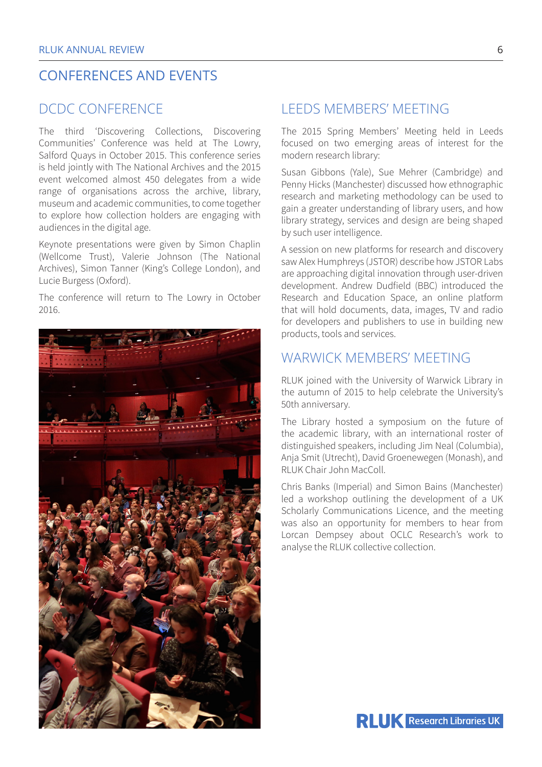# CONFERENCES AND EVENTS

## DCDC CONFERENCE

The third 'Discovering Collections, Discovering Communities' Conference was held at The Lowry, Salford Quays in October 2015. This conference series is held jointly with The National Archives and the 2015 event welcomed almost 450 delegates from a wide range of organisations across the archive, library, museum and academic communities, to come together to explore how collection holders are engaging with audiences in the digital age.

Keynote presentations were given by Simon Chaplin (Wellcome Trust), Valerie Johnson (The National Archives), Simon Tanner (King's College London), and Lucie Burgess (Oxford).

The conference will return to The Lowry in October 2016.

## LEEDS MEMBERS' MEETING

The 2015 Spring Members' Meeting held in Leeds focused on two emerging areas of interest for the modern research library:

Susan Gibbons (Yale), Sue Mehrer (Cambridge) and Penny Hicks (Manchester) discussed how ethnographic research and marketing methodology can be used to gain a greater understanding of library users, and how library strategy, services and design are being shaped by such user intelligence.

A session on new platforms for research and discovery saw Alex Humphreys (JSTOR) describe how JSTOR Labs are approaching digital innovation through user-driven development. Andrew Dudfield (BBC) introduced the Research and Education Space, an online platform that will hold documents, data, images, TV and radio for developers and publishers to use in building new products, tools and services.

## WARWICK MEMBERS' MEETING

RLUK joined with the University of Warwick Library in the autumn of 2015 to help celebrate the University's 50th anniversary.

The Library hosted a symposium on the future of the academic library, with an international roster of distinguished speakers, including Jim Neal (Columbia), Anja Smit (Utrecht), David Groenewegen (Monash), and RLUK Chair John MacColl.

Chris Banks (Imperial) and Simon Bains (Manchester) led a workshop outlining the development of a UK Scholarly Communications Licence, and the meeting was also an opportunity for members to hear from Lorcan Dempsey about OCLC Research's work to analyse the RLUK collective collection.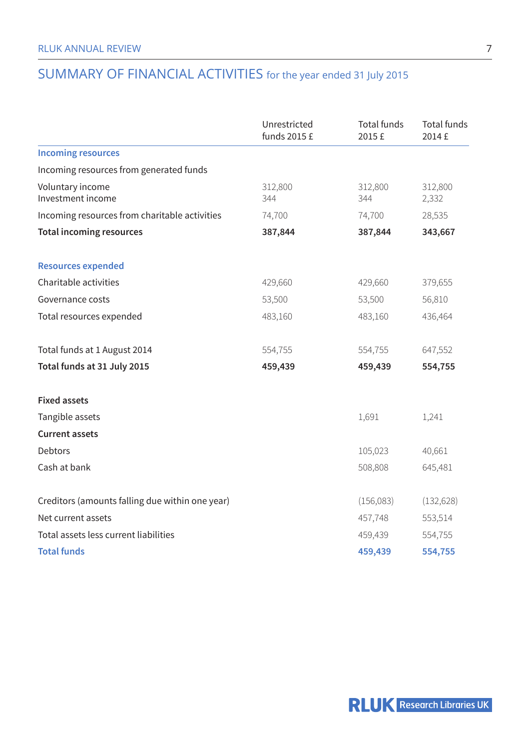# SUMMARY OF FINANCIAL ACTIVITIES for the year ended 31 July 2015

| | Unrestricted funds 2015 £ | Total funds 2015 £ | Total funds 2014 £ |
|---|---|---|---|
| **Incoming resources** | | | |
| Incoming resources from generated funds | | | |
| Voluntary income | 312,800 | 312,800 | 312,800 |
| Investment income | 344 | 344 | 2,332 |
| Incoming resources from charitable activities | 74,700 | 74,700 | 28,535 |
| **Total incoming resources** | **387,844** | **387,844** | **343,667** |
| **Resources expended** | | | |
| Charitable activities | 429,660 | 429,660 | 379,655 |
| Governance costs | 53,500 | 53,500 | 56,810 |
| Total resources expended | 483,160 | 483,160 | 436,464 |
| Total funds at 1 August 2014 | 554,755 | 554,755 | 647,552 |
| **Total funds at 31 July 2015** | **459,439** | **459,439** | **554,755** |
| **Fixed assets** | | | |
| Tangible assets | | 1,691 | 1,241 |
| **Current assets** | | | |
| Debtors | | 105,023 | 40,661 |
| Cash at bank | | 508,808 | 645,481 |
| Creditors (amounts falling due within one year) | | (156,083) | (132,628) |
| Net current assets | | 457,748 | 553,514 |
| Total assets less current liabilities | | 459,439 | 554,755 |
| **Total funds** | | **459,439** | **554,755** |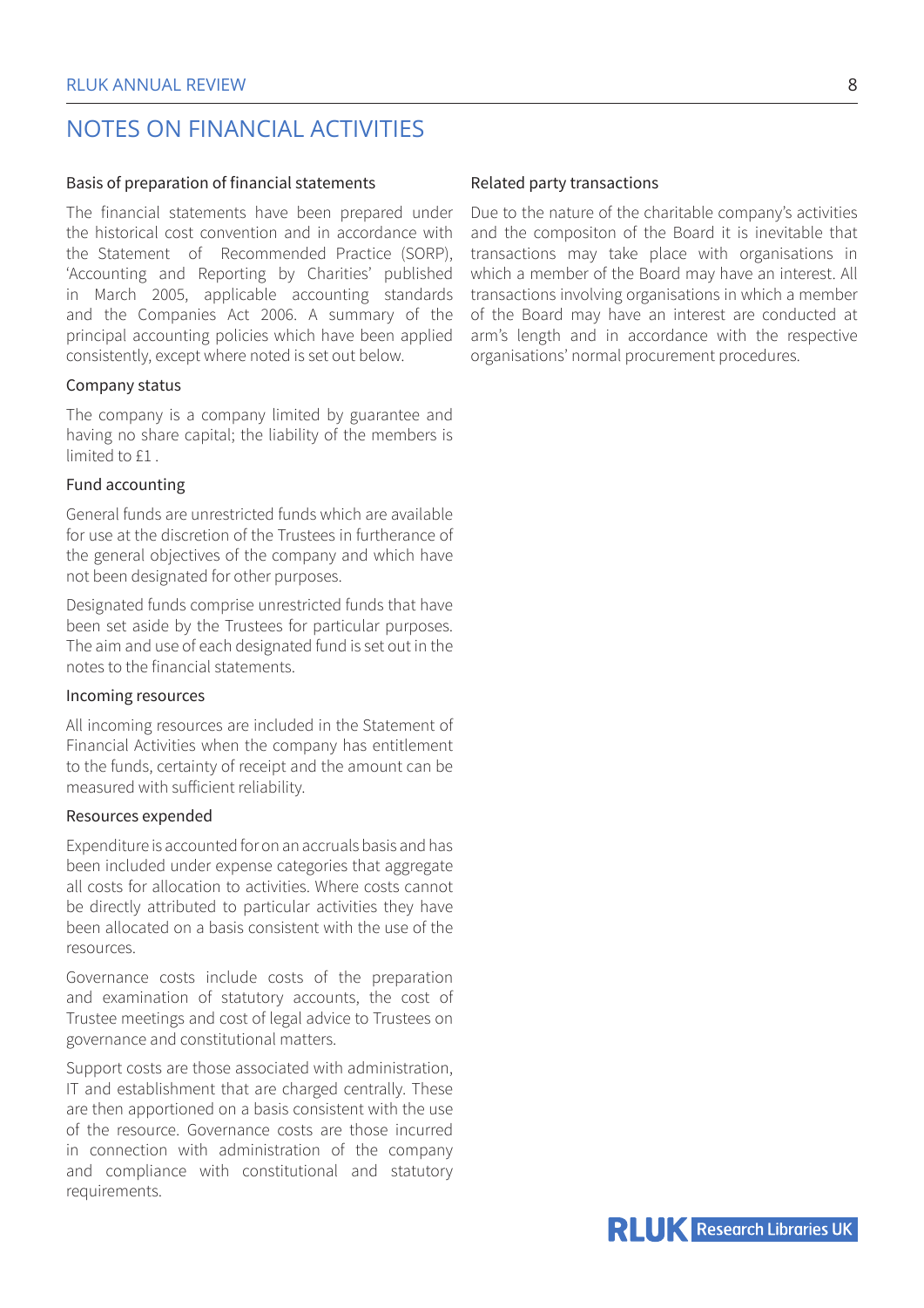## NOTES ON FINANCIAL ACTIVITIES

### Basis of preparation of financial statements

The financial statements have been prepared under the historical cost convention and in accordance with the Statement of Recommended Practice (SORP), 'Accounting and Reporting by Charities' published in March 2005, applicable accounting standards and the Companies Act 2006. A summary of the principal accounting policies which have been applied consistently, except where noted is set out below.

### Company status

The company is a company limited by guarantee and having no share capital; the liability of the members is limited to £1 .

### Fund accounting

General funds are unrestricted funds which are available for use at the discretion of the Trustees in furtherance of the general objectives of the company and which have not been designated for other purposes.

Designated funds comprise unrestricted funds that have been set aside by the Trustees for particular purposes. The aim and use of each designated fund is set out in the notes to the financial statements.

### Incoming resources

All incoming resources are included in the Statement of Financial Activities when the company has entitlement to the funds, certainty of receipt and the amount can be measured with sufficient reliability.

### Resources expended

Expenditure is accounted for on an accruals basis and has been included under expense categories that aggregate all costs for allocation to activities. Where costs cannot be directly attributed to particular activities they have been allocated on a basis consistent with the use of the resources.

Governance costs include costs of the preparation and examination of statutory accounts, the cost of Trustee meetings and cost of legal advice to Trustees on governance and constitutional matters.

Support costs are those associated with administration, IT and establishment that are charged centrally. These are then apportioned on a basis consistent with the use of the resource. Governance costs are those incurred in connection with administration of the company and compliance with constitutional and statutory requirements.

### Related party transactions

Due to the nature of the charitable company's activities and the compositon of the Board it is inevitable that transactions may take place with organisations in which a member of the Board may have an interest. All transactions involving organisations in which a member of the Board may have an interest are conducted at arm's length and in accordance with the respective organisations' normal procurement procedures.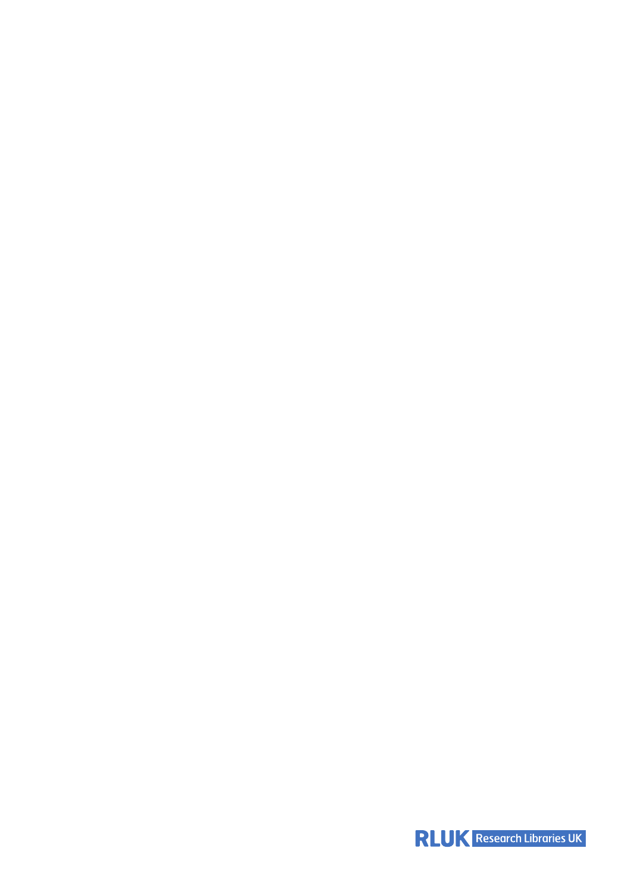RLUK Research Libraries UK